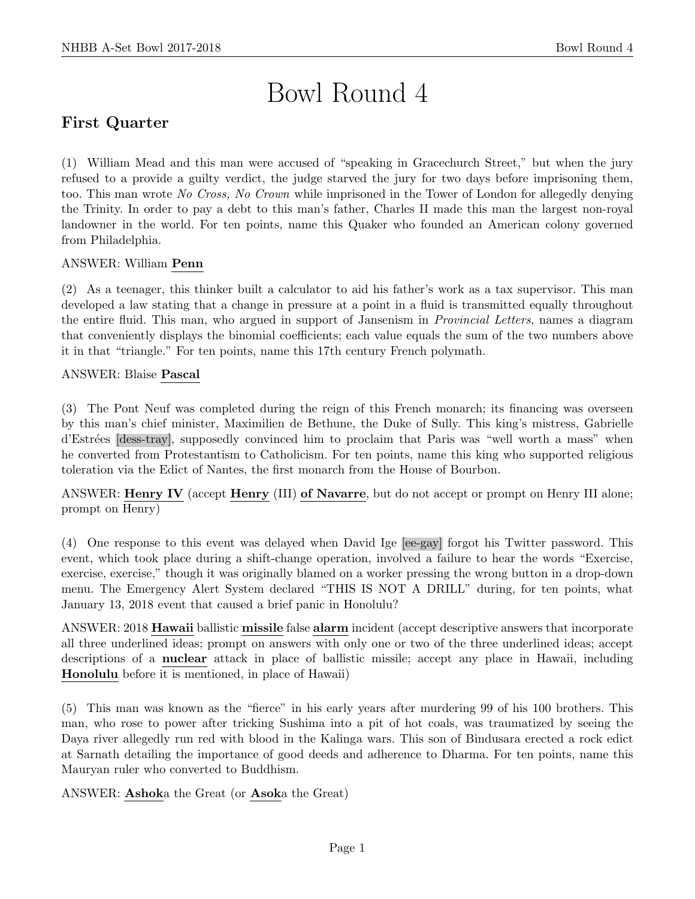# Bowl Round 4

## First Quarter

(1) William Mead and this man were accused of "speaking in Gracechurch Street," but when the jury refused to a provide a guilty verdict, the judge starved the jury for two days before imprisoning them, too. This man wrote *No Cross, No Crown* while imprisoned in the Tower of London for allegedly denying the Trinity. In order to pay a debt to this man's father, Charles II made this man the largest non-royal landowner in the world. For ten points, name this Quaker who founded an American colony governed from Philadelphia.

ANSWER: William **Penn**

(2) As a teenager, this thinker built a calculator to aid his father's work as a tax supervisor. This man developed a law stating that a change in pressure at a point in a fluid is transmitted equally throughout the entire fluid. This man, who argued in support of Jansenism in *Provincial Letters*, names a diagram that conveniently displays the binomial coefficients; each value equals the sum of the two numbers above it in that "triangle." For ten points, name this 17th century French polymath.

ANSWER: Blaise **Pascal**

(3) The Pont Neuf was completed during the reign of this French monarch; its financing was overseen by this man's chief minister, Maximilien de Bethune, the Duke of Sully. This king's mistress, Gabrielle d'Estrées [dess-tray], supposedly convinced him to proclaim that Paris was "well worth a mass" when he converted from Protestantism to Catholicism. For ten points, name this king who supported religious toleration via the Edict of Nantes, the first monarch from the House of Bourbon.

ANSWER: **Henry IV** (accept **Henry** (III) **of Navarre**, but do not accept or prompt on Henry III alone; prompt on Henry)

(4) One response to this event was delayed when David Ige [ee-gay] forgot his Twitter password. This event, which took place during a shift-change operation, involved a failure to hear the words "Exercise, exercise, exercise," though it was originally blamed on a worker pressing the wrong button in a drop-down menu. The Emergency Alert System declared "THIS IS NOT A DRILL" during, for ten points, what January 13, 2018 event that caused a brief panic in Honolulu?

ANSWER: 2018 **Hawaii** ballistic **missile** false **alarm** incident (accept descriptive answers that incorporate all three underlined ideas; prompt on answers with only one or two of the three underlined ideas; accept descriptions of a **nuclear** attack in place of ballistic missile; accept any place in Hawaii, including **Honolulu** before it is mentioned, in place of Hawaii)

(5) This man was known as the "fierce" in his early years after murdering 99 of his 100 brothers. This man, who rose to power after tricking Sushima into a pit of hot coals, was traumatized by seeing the Daya river allegedly run red with blood in the Kalinga wars. This son of Bindusara erected a rock edict at Sarnath detailing the importance of good deeds and adherence to Dharma. For ten points, name this Mauryan ruler who converted to Buddhism.

ANSWER: **Ashok**a the Great (or **Asok**a the Great)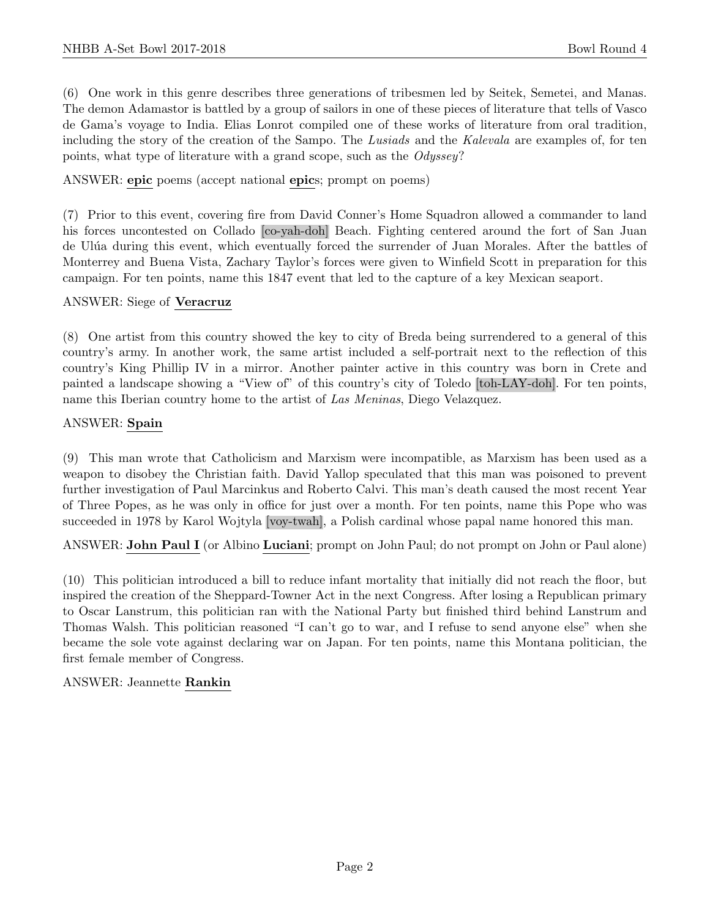(6) One work in this genre describes three generations of tribesmen led by Seitek, Semetei, and Manas. The demon Adamastor is battled by a group of sailors in one of these pieces of literature that tells of Vasco de Gama's voyage to India. Elias Lonrot compiled one of these works of literature from oral tradition, including the story of the creation of the Sampo. The *Lusiads* and the *Kalevala* are examples of, for ten points, what type of literature with a grand scope, such as the *Odyssey*?

ANSWER: **epic** poems (accept national **epic**s; prompt on poems)

(7) Prior to this event, covering fire from David Conner's Home Squadron allowed a commander to land his forces uncontested on Collado [co-yah-doh] Beach. Fighting centered around the fort of San Juan de Ulúa during this event, which eventually forced the surrender of Juan Morales. After the battles of Monterrey and Buena Vista, Zachary Taylor's forces were given to Winfield Scott in preparation for this campaign. For ten points, name this 1847 event that led to the capture of a key Mexican seaport.

ANSWER: Siege of **Veracruz**

(8) One artist from this country showed the key to city of Breda being surrendered to a general of this country's army. In another work, the same artist included a self-portrait next to the reflection of this country's King Phillip IV in a mirror. Another painter active in this country was born in Crete and painted a landscape showing a "View of" of this country's city of Toledo [toh-LAY-doh]. For ten points, name this Iberian country home to the artist of *Las Meninas*, Diego Velazquez.

ANSWER: **Spain**

(9) This man wrote that Catholicism and Marxism were incompatible, as Marxism has been used as a weapon to disobey the Christian faith. David Yallop speculated that this man was poisoned to prevent further investigation of Paul Marcinkus and Roberto Calvi. This man's death caused the most recent Year of Three Popes, as he was only in office for just over a month. For ten points, name this Pope who was succeeded in 1978 by Karol Wojtyla [voy-twah], a Polish cardinal whose papal name honored this man.

ANSWER: **John Paul I** (or Albino **Luciani**; prompt on John Paul; do not prompt on John or Paul alone)

(10) This politician introduced a bill to reduce infant mortality that initially did not reach the floor, but inspired the creation of the Sheppard-Towner Act in the next Congress. After losing a Republican primary to Oscar Lanstrum, this politician ran with the National Party but finished third behind Lanstrum and Thomas Walsh. This politician reasoned "I can't go to war, and I refuse to send anyone else" when she became the sole vote against declaring war on Japan. For ten points, name this Montana politician, the first female member of Congress.

ANSWER: Jeannette **Rankin**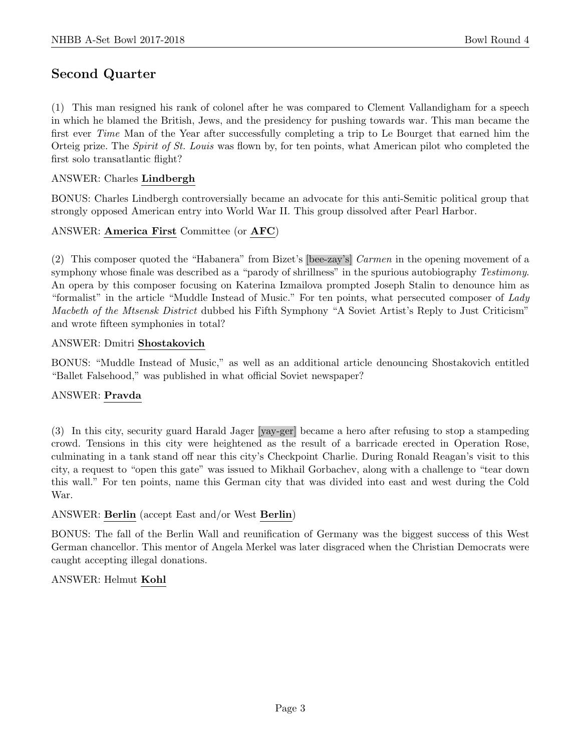## Second Quarter

(1) This man resigned his rank of colonel after he was compared to Clement Vallandigham for a speech in which he blamed the British, Jews, and the presidency for pushing towards war. This man became the first ever *Time* Man of the Year after successfully completing a trip to Le Bourget that earned him the Orteig prize. The *Spirit of St. Louis* was flown by, for ten points, what American pilot who completed the first solo transatlantic flight?

ANSWER: Charles **Lindbergh**

BONUS: Charles Lindbergh controversially became an advocate for this anti-Semitic political group that strongly opposed American entry into World War II. This group dissolved after Pearl Harbor.

ANSWER: **America First** Committee (or **AFC**)

(2) This composer quoted the "Habanera" from Bizet's [bee-zay's] *Carmen* in the opening movement of a symphony whose finale was described as a "parody of shrillness" in the spurious autobiography *Testimony*. An opera by this composer focusing on Katerina Izmailova prompted Joseph Stalin to denounce him as "formalist" in the article "Muddle Instead of Music." For ten points, what persecuted composer of *Lady Macbeth of the Mtsensk District* dubbed his Fifth Symphony "A Soviet Artist's Reply to Just Criticism" and wrote fifteen symphonies in total?

ANSWER: Dmitri **Shostakovich**

BONUS: "Muddle Instead of Music," as well as an additional article denouncing Shostakovich entitled "Ballet Falsehood," was published in what official Soviet newspaper?

ANSWER: **Pravda**

(3) In this city, security guard Harald Jager [yay-ger] became a hero after refusing to stop a stampeding crowd. Tensions in this city were heightened as the result of a barricade erected in Operation Rose, culminating in a tank stand off near this city's Checkpoint Charlie. During Ronald Reagan's visit to this city, a request to "open this gate" was issued to Mikhail Gorbachev, along with a challenge to "tear down this wall." For ten points, name this German city that was divided into east and west during the Cold War.

ANSWER: **Berlin** (accept East and/or West **Berlin**)

BONUS: The fall of the Berlin Wall and reunification of Germany was the biggest success of this West German chancellor. This mentor of Angela Merkel was later disgraced when the Christian Democrats were caught accepting illegal donations.

ANSWER: Helmut **Kohl**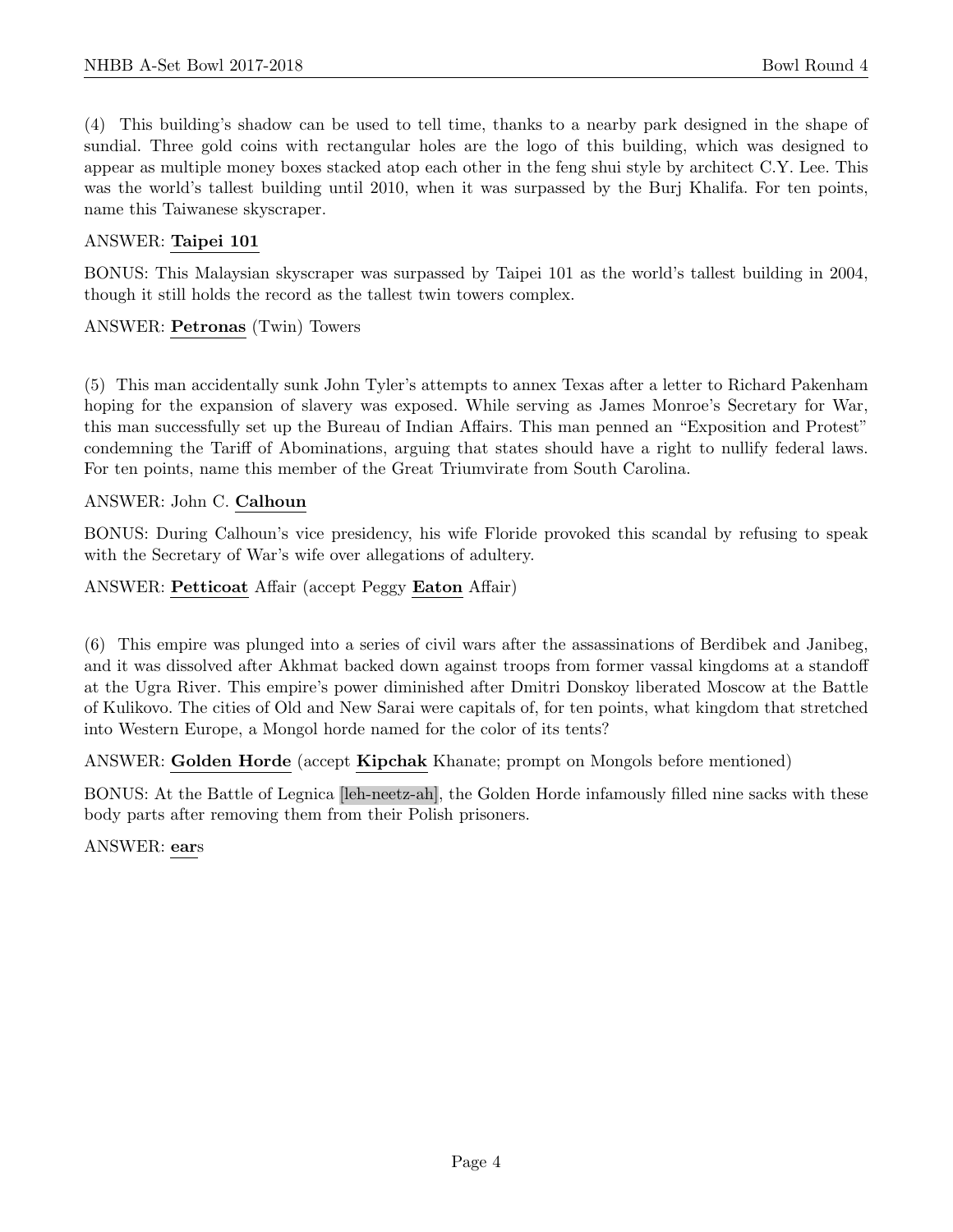(4) This building's shadow can be used to tell time, thanks to a nearby park designed in the shape of sundial. Three gold coins with rectangular holes are the logo of this building, which was designed to appear as multiple money boxes stacked atop each other in the feng shui style by architect C.Y. Lee. This was the world's tallest building until 2010, when it was surpassed by the Burj Khalifa. For ten points, name this Taiwanese skyscraper.

ANSWER: **Taipei 101**

BONUS: This Malaysian skyscraper was surpassed by Taipei 101 as the world's tallest building in 2004, though it still holds the record as the tallest twin towers complex.

ANSWER: **Petronas** (Twin) Towers

(5) This man accidentally sunk John Tyler's attempts to annex Texas after a letter to Richard Pakenham hoping for the expansion of slavery was exposed. While serving as James Monroe's Secretary for War, this man successfully set up the Bureau of Indian Affairs. This man penned an "Exposition and Protest" condemning the Tariff of Abominations, arguing that states should have a right to nullify federal laws. For ten points, name this member of the Great Triumvirate from South Carolina.

ANSWER: John C. **Calhoun**

BONUS: During Calhoun's vice presidency, his wife Floride provoked this scandal by refusing to speak with the Secretary of War's wife over allegations of adultery.

ANSWER: **Petticoat** Affair (accept Peggy **Eaton** Affair)

(6) This empire was plunged into a series of civil wars after the assassinations of Berdibek and Janibeg, and it was dissolved after Akhmat backed down against troops from former vassal kingdoms at a standoff at the Ugra River. This empire's power diminished after Dmitri Donskoy liberated Moscow at the Battle of Kulikovo. The cities of Old and New Sarai were capitals of, for ten points, what kingdom that stretched into Western Europe, a Mongol horde named for the color of its tents?

ANSWER: **Golden Horde** (accept **Kipchak** Khanate; prompt on Mongols before mentioned)

BONUS: At the Battle of Legnica [leh-neetz-ah], the Golden Horde infamously filled nine sacks with these body parts after removing them from their Polish prisoners.

ANSWER: **ear**s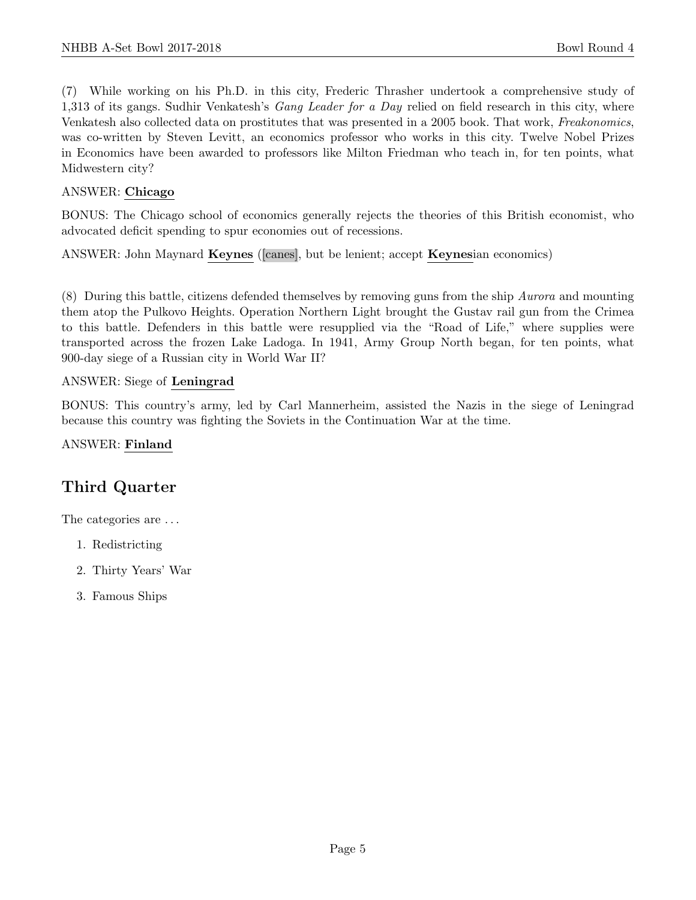(7) While working on his Ph.D. in this city, Frederic Thrasher undertook a comprehensive study of 1,313 of its gangs. Sudhir Venkatesh's *Gang Leader for a Day* relied on field research in this city, where Venkatesh also collected data on prostitutes that was presented in a 2005 book. That work, *Freakonomics*, was co-written by Steven Levitt, an economics professor who works in this city. Twelve Nobel Prizes in Economics have been awarded to professors like Milton Friedman who teach in, for ten points, what Midwestern city?

ANSWER: **Chicago**

BONUS: The Chicago school of economics generally rejects the theories of this British economist, who advocated deficit spending to spur economies out of recessions.

ANSWER: John Maynard **Keynes** ([canes], but be lenient; accept **Keynes**ian economics)

(8) During this battle, citizens defended themselves by removing guns from the ship *Aurora* and mounting them atop the Pulkovo Heights. Operation Northern Light brought the Gustav rail gun from the Crimea to this battle. Defenders in this battle were resupplied via the "Road of Life," where supplies were transported across the frozen Lake Ladoga. In 1941, Army Group North began, for ten points, what 900-day siege of a Russian city in World War II?

ANSWER: Siege of **Leningrad**

BONUS: This country's army, led by Carl Mannerheim, assisted the Nazis in the siege of Leningrad because this country was fighting the Soviets in the Continuation War at the time.

ANSWER: **Finland**

## Third Quarter

The categories are ...

1. Redistricting
2. Thirty Years' War
3. Famous Ships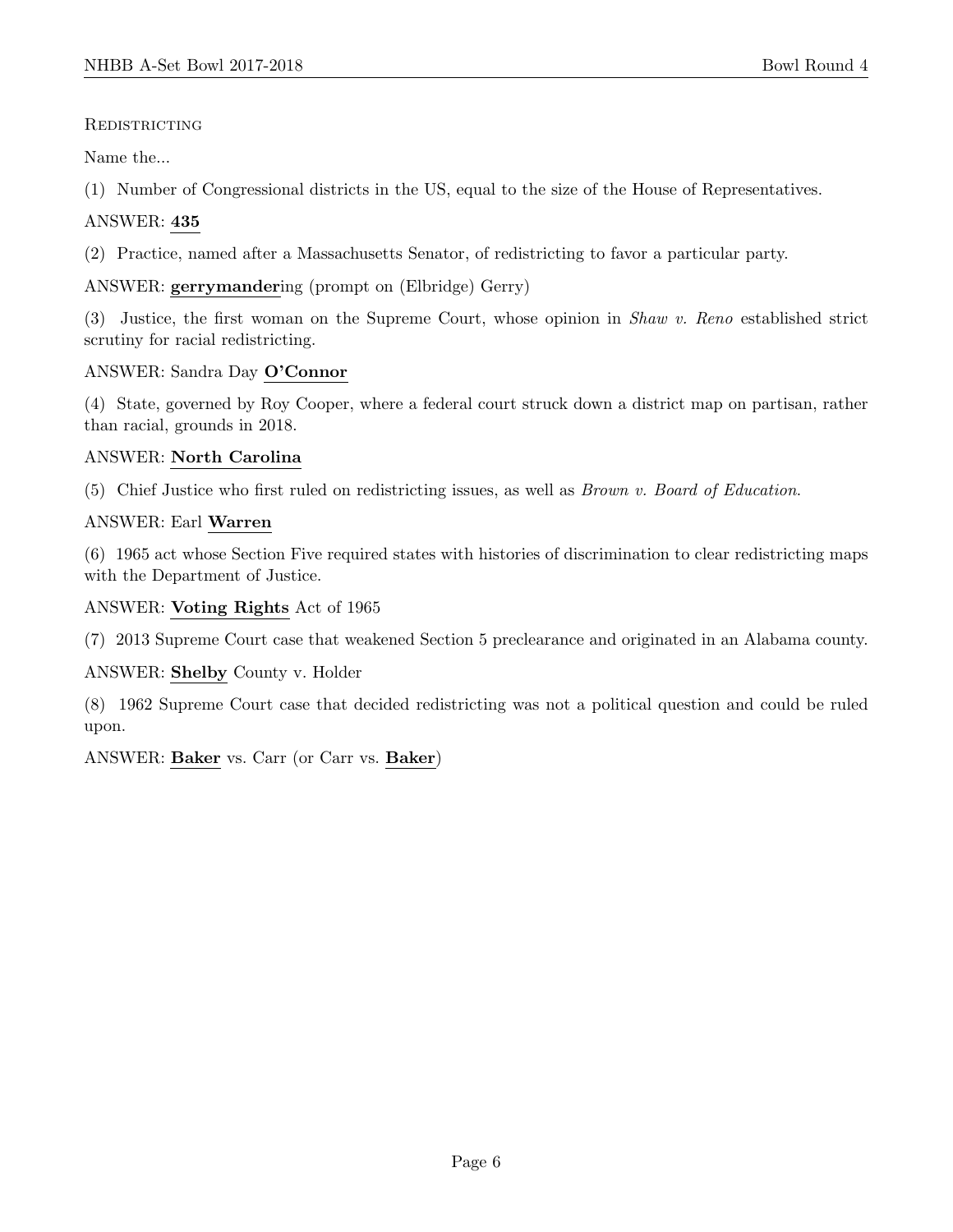REDISTRICTING

Name the...

(1) Number of Congressional districts in the US, equal to the size of the House of Representatives.

ANSWER: **435**

(2) Practice, named after a Massachusetts Senator, of redistricting to favor a particular party.

ANSWER: **gerrymander**ing (prompt on (Elbridge) Gerry)

(3) Justice, the first woman on the Supreme Court, whose opinion in *Shaw v. Reno* established strict scrutiny for racial redistricting.

ANSWER: Sandra Day **O'Connor**

(4) State, governed by Roy Cooper, where a federal court struck down a district map on partisan, rather than racial, grounds in 2018.

ANSWER: **North Carolina**

(5) Chief Justice who first ruled on redistricting issues, as well as *Brown v. Board of Education*.

ANSWER: Earl **Warren**

(6) 1965 act whose Section Five required states with histories of discrimination to clear redistricting maps with the Department of Justice.

ANSWER: **Voting Rights** Act of 1965

(7) 2013 Supreme Court case that weakened Section 5 preclearance and originated in an Alabama county.

ANSWER: **Shelby** County v. Holder

(8) 1962 Supreme Court case that decided redistricting was not a political question and could be ruled upon.

ANSWER: **Baker** vs. Carr (or Carr vs. **Baker**)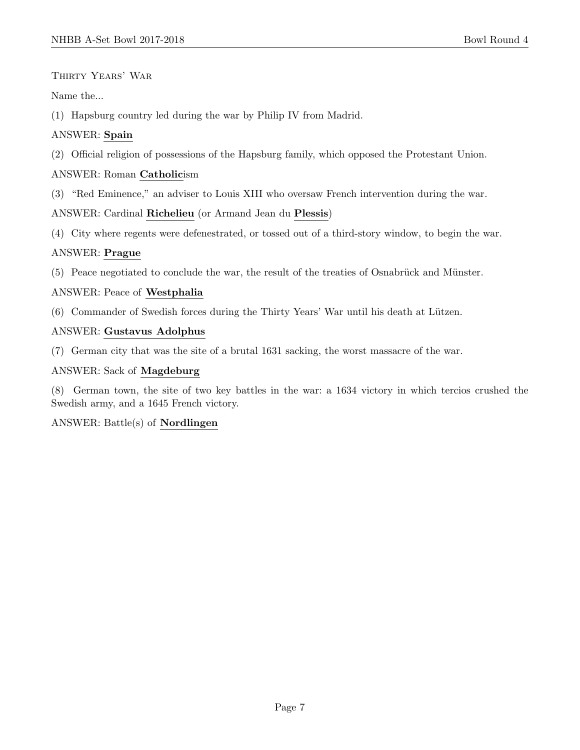Thirty Years' War

Name the...

(1) Hapsburg country led during the war by Philip IV from Madrid.

ANSWER: **Spain**

(2) Official religion of possessions of the Hapsburg family, which opposed the Protestant Union.

ANSWER: Roman **Catholic**ism

(3) "Red Eminence," an adviser to Louis XIII who oversaw French intervention during the war.

ANSWER: Cardinal **Richelieu** (or Armand Jean du **Plessis**)

(4) City where regents were defenestrated, or tossed out of a third-story window, to begin the war.

ANSWER: **Prague**

(5) Peace negotiated to conclude the war, the result of the treaties of Osnabrück and Münster.

ANSWER: Peace of **Westphalia**

(6) Commander of Swedish forces during the Thirty Years' War until his death at Lützen.

ANSWER: **Gustavus Adolphus**

(7) German city that was the site of a brutal 1631 sacking, the worst massacre of the war.

ANSWER: Sack of **Magdeburg**

(8) German town, the site of two key battles in the war: a 1634 victory in which tercios crushed the Swedish army, and a 1645 French victory.

ANSWER: Battle(s) of **Nordlingen**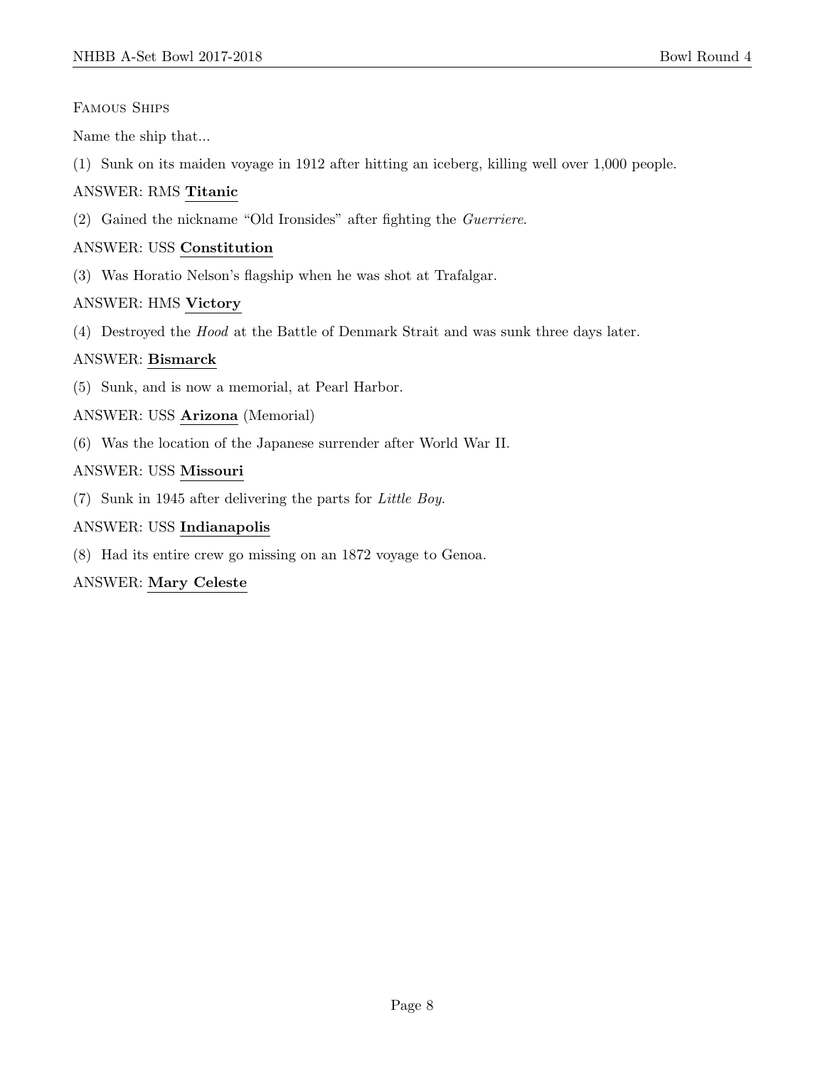Famous Ships

Name the ship that...

(1) Sunk on its maiden voyage in 1912 after hitting an iceberg, killing well over 1,000 people.

ANSWER: RMS **Titanic**

(2) Gained the nickname "Old Ironsides" after fighting the *Guerriere*.

ANSWER: USS **Constitution**

(3) Was Horatio Nelson's flagship when he was shot at Trafalgar.

ANSWER: HMS **Victory**

(4) Destroyed the *Hood* at the Battle of Denmark Strait and was sunk three days later.

ANSWER: **Bismarck**

(5) Sunk, and is now a memorial, at Pearl Harbor.

ANSWER: USS **Arizona** (Memorial)

(6) Was the location of the Japanese surrender after World War II.

ANSWER: USS **Missouri**

(7) Sunk in 1945 after delivering the parts for *Little Boy*.

ANSWER: USS **Indianapolis**

(8) Had its entire crew go missing on an 1872 voyage to Genoa.

ANSWER: **Mary Celeste**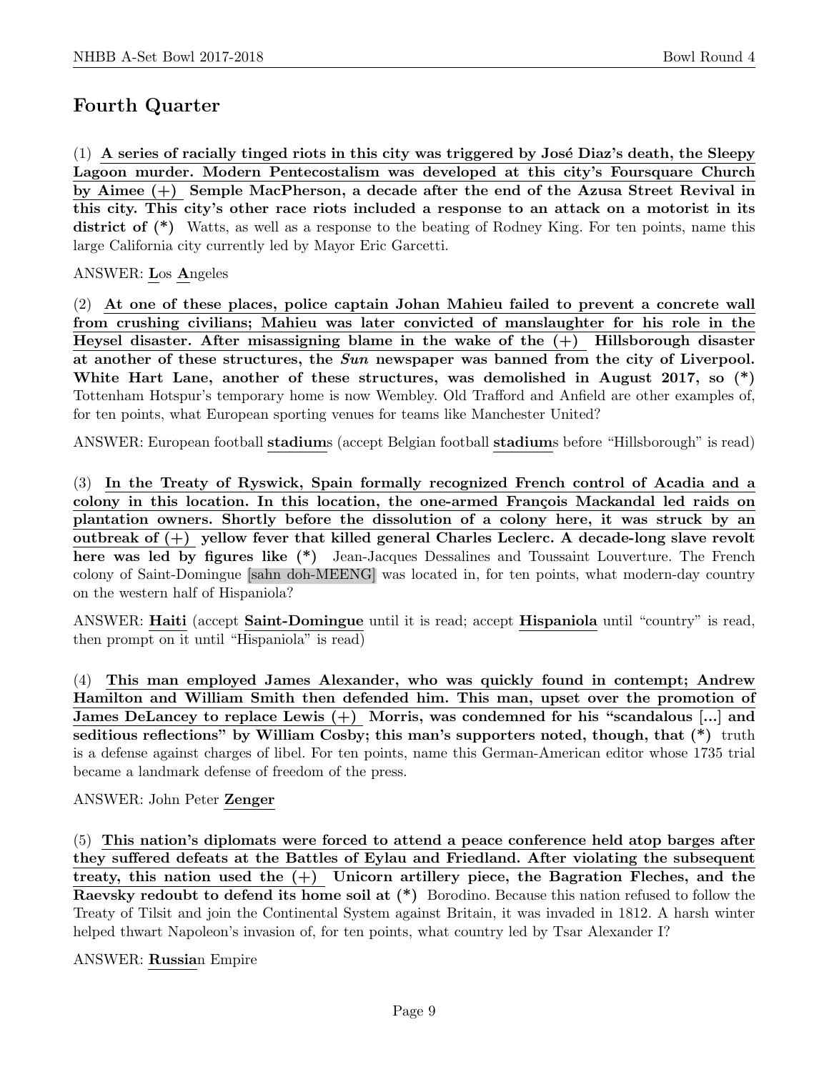## Fourth Quarter

(1) **A series of racially tinged riots in this city was triggered by José Diaz's death, the Sleepy Lagoon murder. Modern Pentecostalism was developed at this city's Foursquare Church by Aimee (+) Semple MacPherson, a decade after the end of the Azusa Street Revival in this city. This city's other race riots included a response to an attack on a motorist in its district of (*)** Watts, as well as a response to the beating of Rodney King. For ten points, name this large California city currently led by Mayor Eric Garcetti.

ANSWER: **L**os **A**ngeles

(2) **At one of these places, police captain Johan Mahieu failed to prevent a concrete wall from crushing civilians; Mahieu was later convicted of manslaughter for his role in the Heysel disaster. After misassigning blame in the wake of the (+) Hillsborough disaster at another of these structures, the *Sun* newspaper was banned from the city of Liverpool. White Hart Lane, another of these structures, was demolished in August 2017, so (*)** Tottenham Hotspur's temporary home is now Wembley. Old Trafford and Anfield are other examples of, for ten points, what European sporting venues for teams like Manchester United?

ANSWER: European football **stadium**s (accept Belgian football **stadium**s before "Hillsborough" is read)

(3) **In the Treaty of Ryswick, Spain formally recognized French control of Acadia and a colony in this location. In this location, the one-armed François Mackandal led raids on plantation owners. Shortly before the dissolution of a colony here, it was struck by an outbreak of (+) yellow fever that killed general Charles Leclerc. A decade-long slave revolt here was led by figures like (*)** Jean-Jacques Dessalines and Toussaint Louverture. The French colony of Saint-Domingue [sahn doh-MEENG] was located in, for ten points, what modern-day country on the western half of Hispaniola?

ANSWER: **Haiti** (accept **Saint-Domingue** until it is read; accept **Hispaniola** until "country" is read, then prompt on it until "Hispaniola" is read)

(4) **This man employed James Alexander, who was quickly found in contempt; Andrew Hamilton and William Smith then defended him. This man, upset over the promotion of James DeLancey to replace Lewis (+) Morris, was condemned for his "scandalous [...] and seditious reflections" by William Cosby; this man's supporters noted, though, that (*)** truth is a defense against charges of libel. For ten points, name this German-American editor whose 1735 trial became a landmark defense of freedom of the press.

ANSWER: John Peter **Zenger**

(5) **This nation's diplomats were forced to attend a peace conference held atop barges after they suffered defeats at the Battles of Eylau and Friedland. After violating the subsequent treaty, this nation used the (+) Unicorn artillery piece, the Bagration Fleches, and the Raevsky redoubt to defend its home soil at (*)** Borodino. Because this nation refused to follow the Treaty of Tilsit and join the Continental System against Britain, it was invaded in 1812. A harsh winter helped thwart Napoleon's invasion of, for ten points, what country led by Tsar Alexander I?

ANSWER: **Russia**n Empire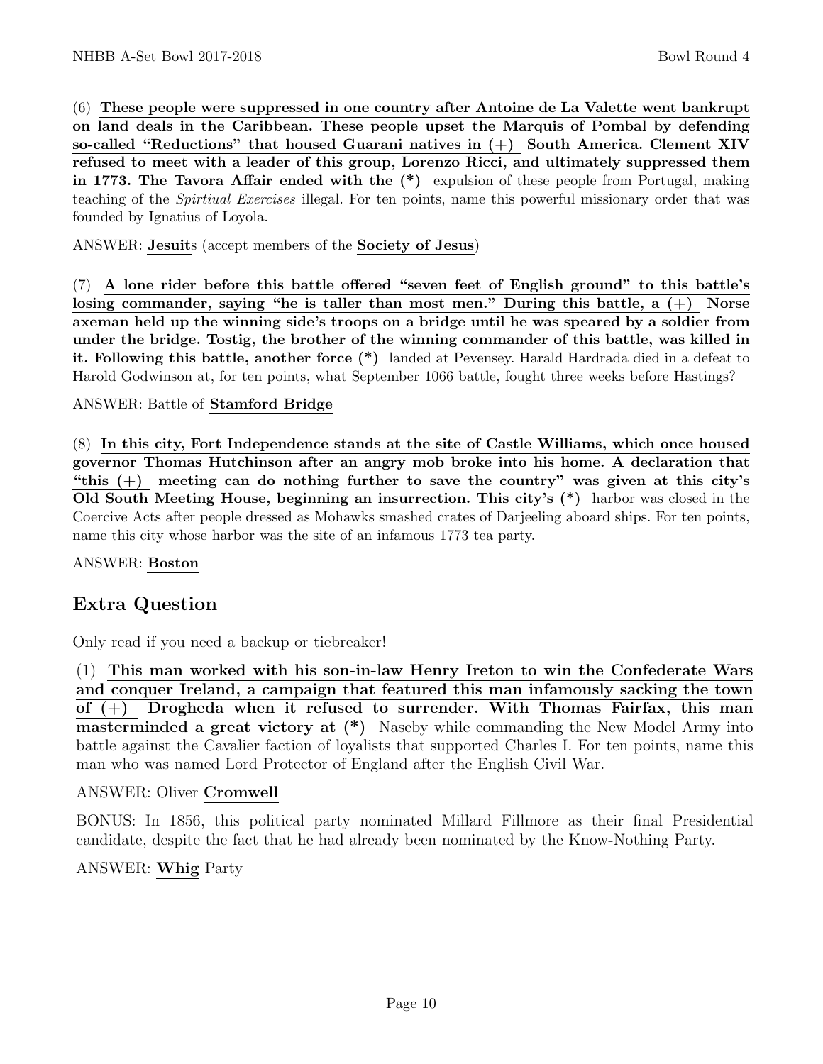(6) **These people were suppressed in one country after Antoine de La Valette went bankrupt on land deals in the Caribbean. These people upset the Marquis of Pombal by defending so-called "Reductions" that housed Guarani natives in (+) South America. Clement XIV refused to meet with a leader of this group, Lorenzo Ricci, and ultimately suppressed them in 1773. The Tavora Affair ended with the (*)** expulsion of these people from Portugal, making teaching of the *Spirtiual Exercises* illegal. For ten points, name this powerful missionary order that was founded by Ignatius of Loyola.

ANSWER: **Jesuit**s (accept members of the **Society of Jesus**)

(7) **A lone rider before this battle offered "seven feet of English ground" to this battle's losing commander, saying "he is taller than most men." During this battle, a (+) Norse axeman held up the winning side's troops on a bridge until he was speared by a soldier from under the bridge. Tostig, the brother of the winning commander of this battle, was killed in it. Following this battle, another force (*)** landed at Pevensey. Harald Hardrada died in a defeat to Harold Godwinson at, for ten points, what September 1066 battle, fought three weeks before Hastings?

ANSWER: Battle of **Stamford Bridge**

(8) **In this city, Fort Independence stands at the site of Castle Williams, which once housed governor Thomas Hutchinson after an angry mob broke into his home. A declaration that "this (+) meeting can do nothing further to save the country" was given at this city's Old South Meeting House, beginning an insurrection. This city's (*)** harbor was closed in the Coercive Acts after people dressed as Mohawks smashed crates of Darjeeling aboard ships. For ten points, name this city whose harbor was the site of an infamous 1773 tea party.

ANSWER: **Boston**

## Extra Question

Only read if you need a backup or tiebreaker!

(1) **This man worked with his son-in-law Henry Ireton to win the Confederate Wars and conquer Ireland, a campaign that featured this man infamously sacking the town of (+) Drogheda when it refused to surrender. With Thomas Fairfax, this man masterminded a great victory at (*)** Naseby while commanding the New Model Army into battle against the Cavalier faction of loyalists that supported Charles I. For ten points, name this man who was named Lord Protector of England after the English Civil War.

ANSWER: Oliver **Cromwell**

BONUS: In 1856, this political party nominated Millard Fillmore as their final Presidential candidate, despite the fact that he had already been nominated by the Know-Nothing Party.

ANSWER: **Whig** Party